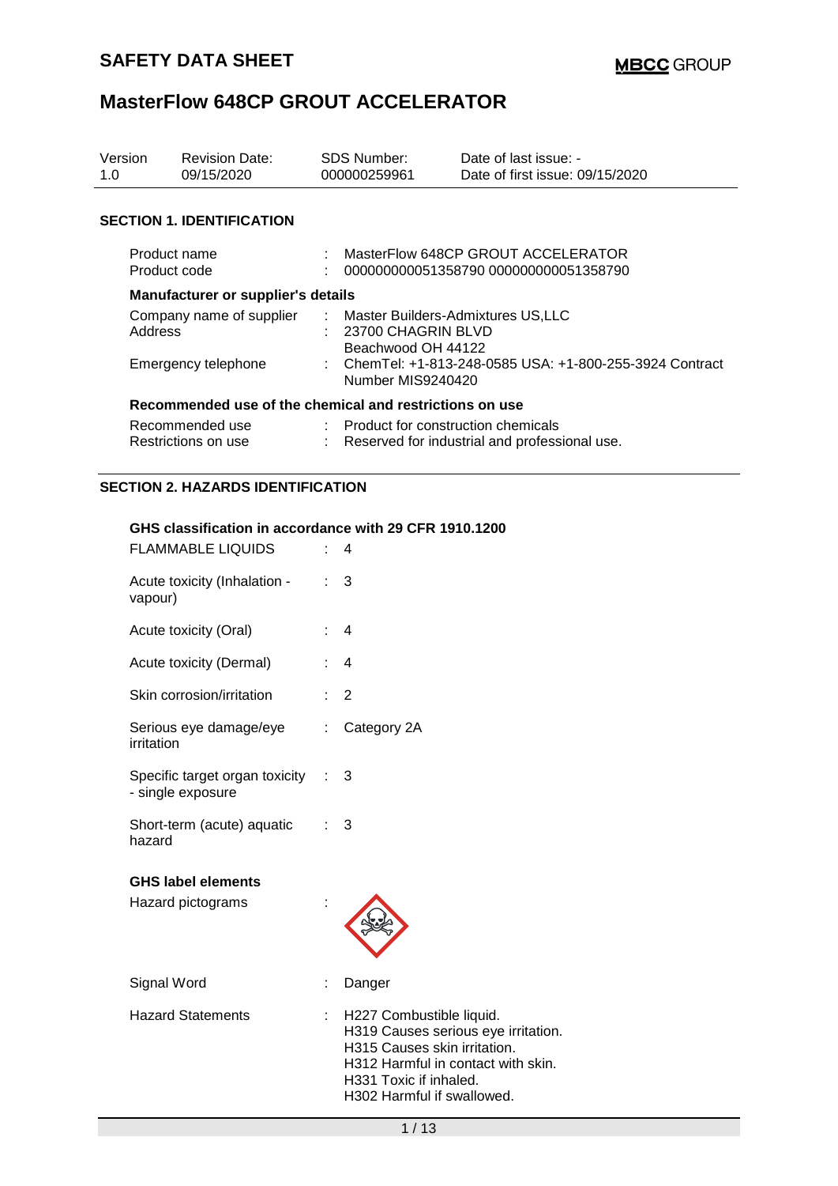# SAFETY DATA SHEET

**MBCC GROUP**

# MasterFlow 648CP GROUT ACCELERATOR

| Version | Revision Date: | SDS Number: | Date of last issue: - |
|---|---|---|---|
| 1.0 | 09/15/2020 | 000000259961 | Date of first issue: 09/15/2020 |

## SECTION 1. IDENTIFICATION

Product name : MasterFlow 648CP GROUT ACCELERATOR
Product code : 000000000051358790 000000000051358790

**Manufacturer or supplier's details**

Company name of supplier : Master Builders-Admixtures US,LLC
Address : 23700 CHAGRIN BLVD
Beachwood OH 44122
Emergency telephone : ChemTel: +1-813-248-0585 USA: +1-800-255-3924 Contract Number MIS9240420

**Recommended use of the chemical and restrictions on use**

Recommended use : Product for construction chemicals
Restrictions on use : Reserved for industrial and professional use.

## SECTION 2. HAZARDS IDENTIFICATION

**GHS classification in accordance with 29 CFR 1910.1200**

FLAMMABLE LIQUIDS : 4

Acute toxicity (Inhalation - vapour) : 3

Acute toxicity (Oral) : 4

Acute toxicity (Dermal) : 4

Skin corrosion/irritation : 2

Serious eye damage/eye irritation : Category 2A

Specific target organ toxicity - single exposure : 3

Short-term (acute) aquatic hazard : 3

**GHS label elements**

Hazard pictograms :

Signal Word : Danger

Hazard Statements : H227 Combustible liquid.
H319 Causes serious eye irritation.
H315 Causes skin irritation.
H312 Harmful in contact with skin.
H331 Toxic if inhaled.
H302 Harmful if swallowed.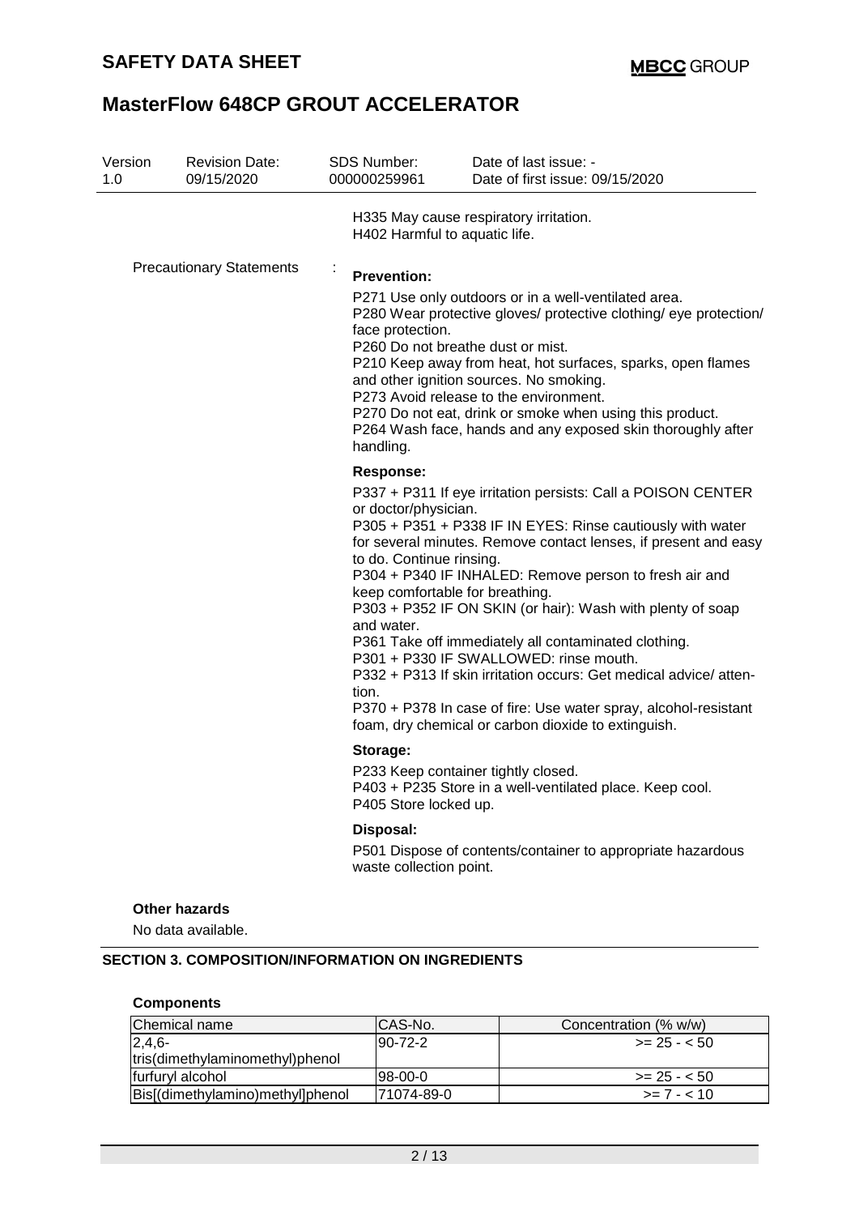| Version | Revision Date: | SDS Number: | Date of last issue: - |
| --- | --- | --- | --- |
| 1.0 | 09/15/2020 | 000000259961 | Date of first issue: 09/15/2020 |

H335 May cause respiratory irritation.
H402 Harmful to aquatic life.

Precautionary Statements :

**Prevention:**

P271 Use only outdoors or in a well-ventilated area.
P280 Wear protective gloves/ protective clothing/ eye protection/ face protection.
P260 Do not breathe dust or mist.
P210 Keep away from heat, hot surfaces, sparks, open flames and other ignition sources. No smoking.
P273 Avoid release to the environment.
P270 Do not eat, drink or smoke when using this product.
P264 Wash face, hands and any exposed skin thoroughly after handling.

**Response:**

P337 + P311 If eye irritation persists: Call a POISON CENTER or doctor/physician.
P305 + P351 + P338 IF IN EYES: Rinse cautiously with water for several minutes. Remove contact lenses, if present and easy to do. Continue rinsing.
P304 + P340 IF INHALED: Remove person to fresh air and keep comfortable for breathing.
P303 + P352 IF ON SKIN (or hair): Wash with plenty of soap and water.
P361 Take off immediately all contaminated clothing.
P301 + P330 IF SWALLOWED: rinse mouth.
P332 + P313 If skin irritation occurs: Get medical advice/ attention.
P370 + P378 In case of fire: Use water spray, alcohol-resistant foam, dry chemical or carbon dioxide to extinguish.

**Storage:**

P233 Keep container tightly closed.
P403 + P235 Store in a well-ventilated place. Keep cool.
P405 Store locked up.

**Disposal:**

P501 Dispose of contents/container to appropriate hazardous waste collection point.

**Other hazards**

No data available.

## SECTION 3. COMPOSITION/INFORMATION ON INGREDIENTS

**Components**

| Chemical name | CAS-No. | Concentration (% w/w) |
| --- | --- | --- |
| 2,4,6-tris(dimethylaminomethyl)phenol | 90-72-2 | >= 25 - < 50 |
| furfuryl alcohol | 98-00-0 | >= 25 - < 50 |
| Bis[(dimethylamino)methyl]phenol | 71074-89-0 | >= 7 - < 10 |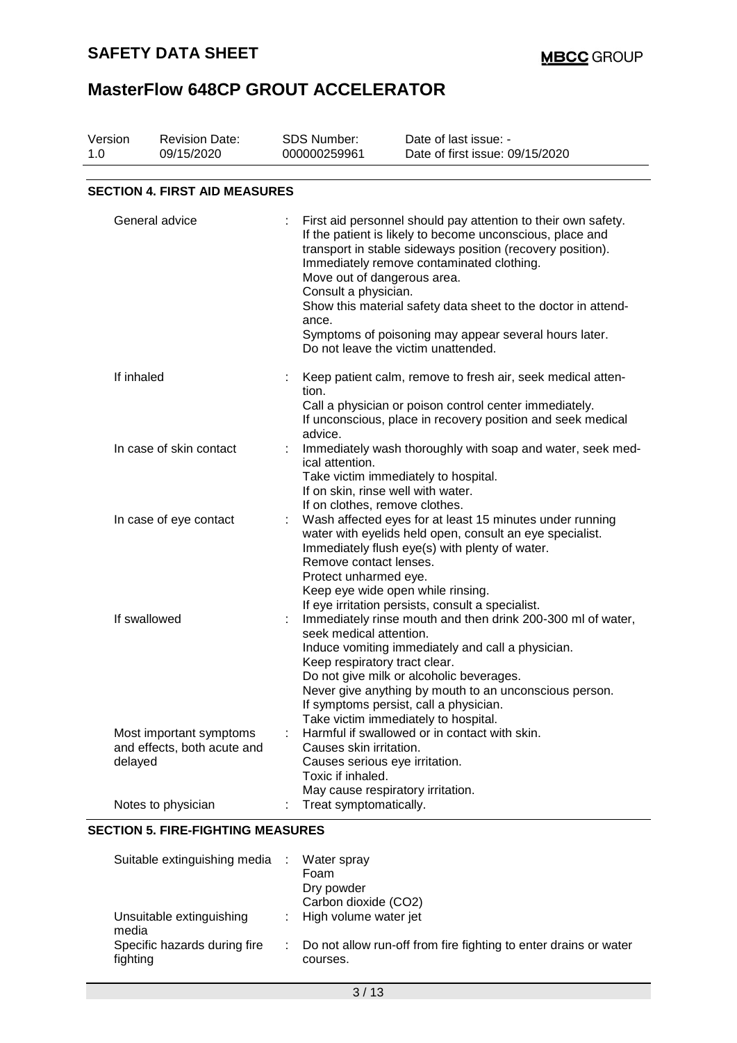## SECTION 4. FIRST AID MEASURES

| | |
|---|---|
| General advice | First aid personnel should pay attention to their own safety. If the patient is likely to become unconscious, place and transport in stable sideways position (recovery position). Immediately remove contaminated clothing. Move out of dangerous area. Consult a physician. Show this material safety data sheet to the doctor in attendance. Symptoms of poisoning may appear several hours later. Do not leave the victim unattended. |
| If inhaled | Keep patient calm, remove to fresh air, seek medical attention. Call a physician or poison control center immediately. If unconscious, place in recovery position and seek medical advice. |
| In case of skin contact | Immediately wash thoroughly with soap and water, seek medical attention. Take victim immediately to hospital. If on skin, rinse well with water. If on clothes, remove clothes. |
| In case of eye contact | Wash affected eyes for at least 15 minutes under running water with eyelids held open, consult an eye specialist. Immediately flush eye(s) with plenty of water. Remove contact lenses. Protect unharmed eye. Keep eye wide open while rinsing. If eye irritation persists, consult a specialist. |
| If swallowed | Immediately rinse mouth and then drink 200-300 ml of water, seek medical attention. Induce vomiting immediately and call a physician. Keep respiratory tract clear. Do not give milk or alcoholic beverages. Never give anything by mouth to an unconscious person. If symptoms persist, call a physician. Take victim immediately to hospital. |
| Most important symptoms and effects, both acute and delayed | Harmful if swallowed or in contact with skin. Causes skin irritation. Causes serious eye irritation. Toxic if inhaled. May cause respiratory irritation. |
| Notes to physician | Treat symptomatically. |

## SECTION 5. FIRE-FIGHTING MEASURES

| | |
|---|---|
| Suitable extinguishing media | Water spray<br>Foam<br>Dry powder<br>Carbon dioxide ($CO_2$) |
| Unsuitable extinguishing media | High volume water jet |
| Specific hazards during fire fighting | Do not allow run-off from fire fighting to enter drains or water courses. |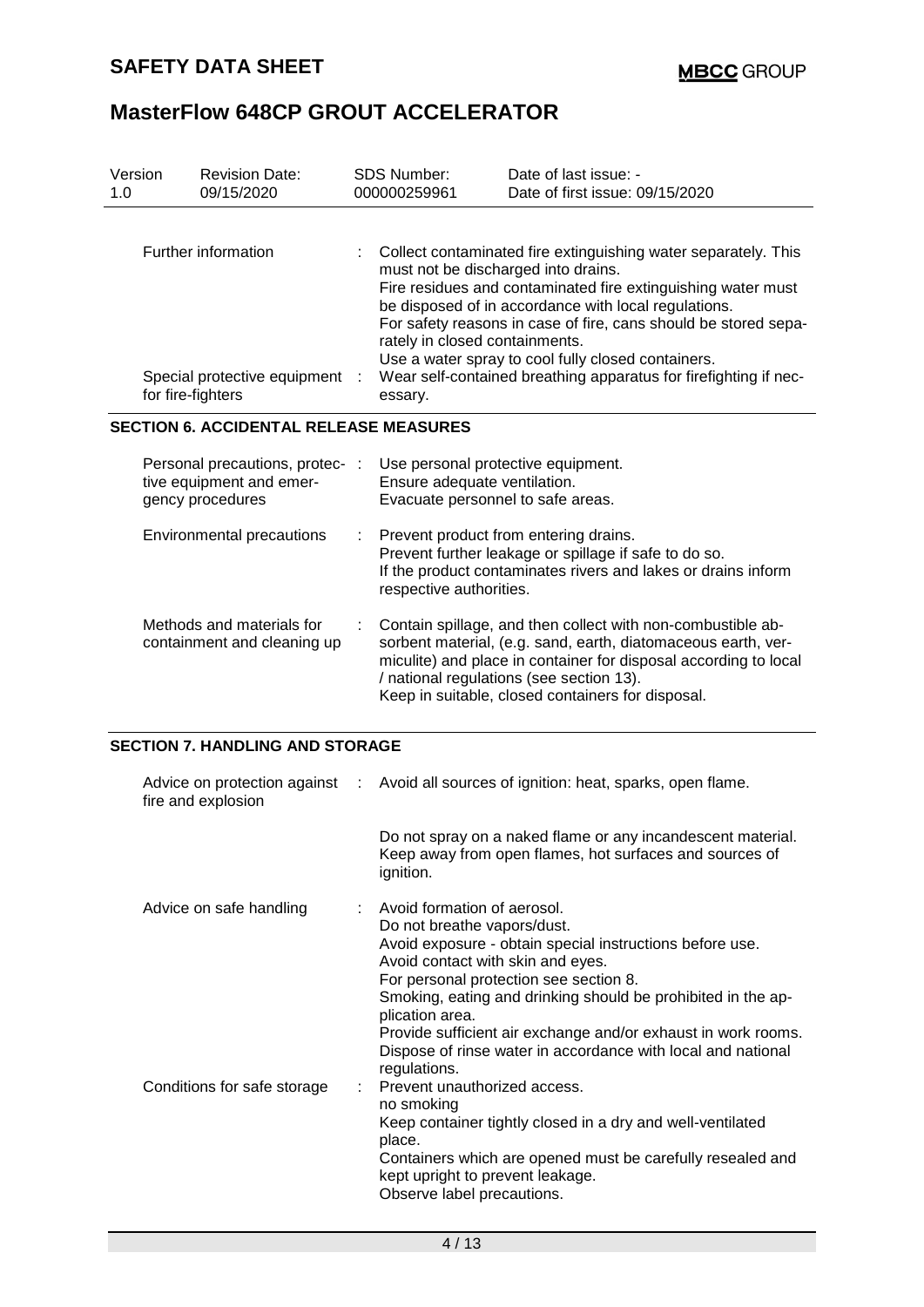| Version | Revision Date: | SDS Number: | Date of last issue: - |
| --- | --- | --- | --- |
| 1.0 | 09/15/2020 | 000000259961 | Date of first issue: 09/15/2020 |

| | | |
| --- | --- | --- |
| Further information | : | Collect contaminated fire extinguishing water separately. This must not be discharged into drains. Fire residues and contaminated fire extinguishing water must be disposed of in accordance with local regulations. For safety reasons in case of fire, cans should be stored separately in closed containments. Use a water spray to cool fully closed containers. |
| Special protective equipment for fire-fighters | : | Wear self-contained breathing apparatus for firefighting if necessary. |

## SECTION 6. ACCIDENTAL RELEASE MEASURES

| | | |
| --- | --- | --- |
| Personal precautions, protective equipment and emergency procedures | : | Use personal protective equipment. Ensure adequate ventilation. Evacuate personnel to safe areas. |
| Environmental precautions | : | Prevent product from entering drains. Prevent further leakage or spillage if safe to do so. If the product contaminates rivers and lakes or drains inform respective authorities. |
| Methods and materials for containment and cleaning up | : | Contain spillage, and then collect with non-combustible absorbent material, (e.g. sand, earth, diatomaceous earth, vermiculite) and place in container for disposal according to local / national regulations (see section 13). Keep in suitable, closed containers for disposal. |

## SECTION 7. HANDLING AND STORAGE

| | | |
| --- | --- | --- |
| Advice on protection against fire and explosion | : | Avoid all sources of ignition: heat, sparks, open flame.<br><br>Do not spray on a naked flame or any incandescent material. Keep away from open flames, hot surfaces and sources of ignition. |
| Advice on safe handling | : | Avoid formation of aerosol. Do not breathe vapors/dust. Avoid exposure - obtain special instructions before use. Avoid contact with skin and eyes. For personal protection see section 8. Smoking, eating and drinking should be prohibited in the application area. Provide sufficient air exchange and/or exhaust in work rooms. Dispose of rinse water in accordance with local and national regulations. |
| Conditions for safe storage | : | Prevent unauthorized access. no smoking Keep container tightly closed in a dry and well-ventilated place. Containers which are opened must be carefully resealed and kept upright to prevent leakage. Observe label precautions. |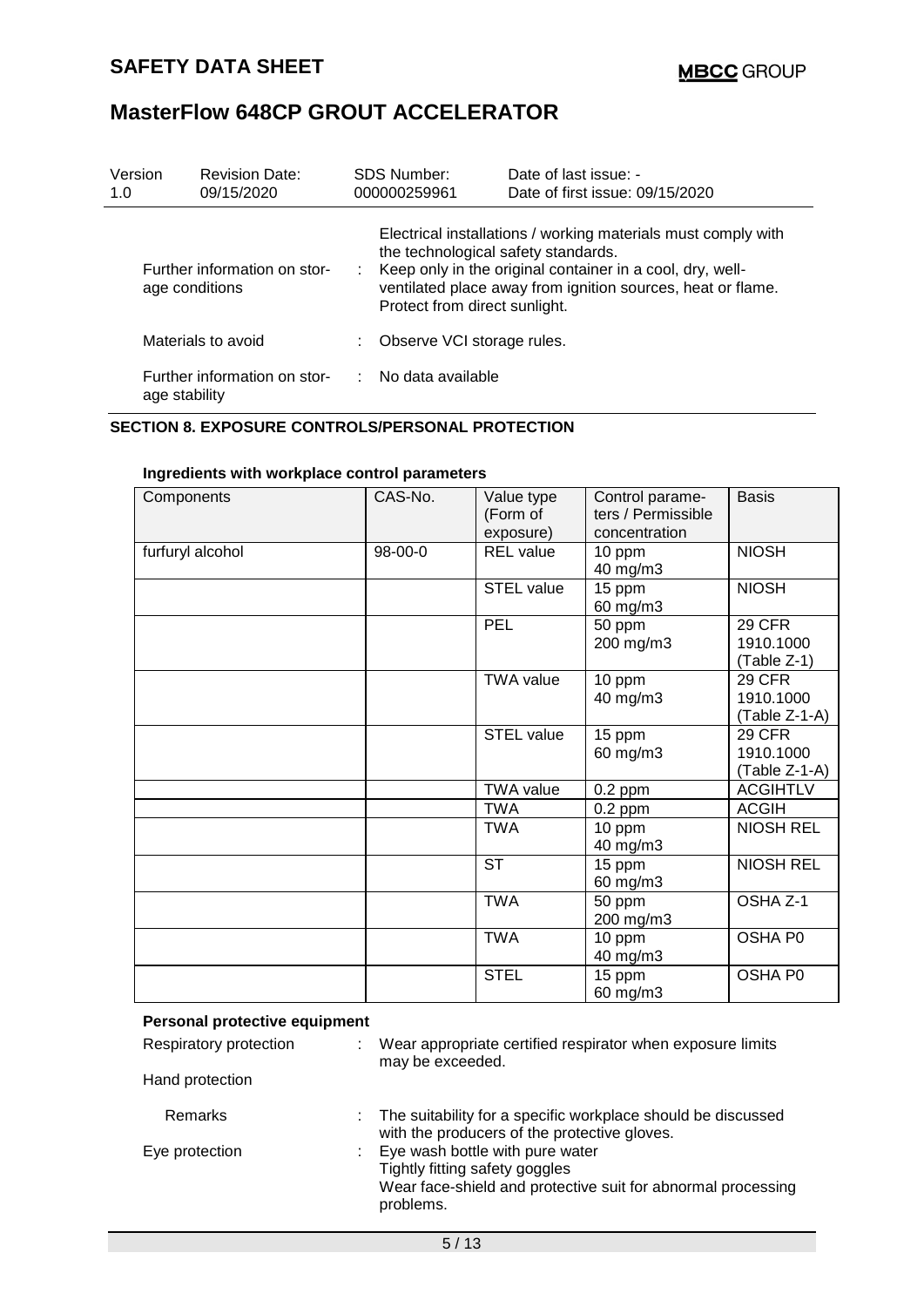| Version 1.0 | Revision Date: 09/15/2020 | SDS Number: 000000259961 | Date of last issue: - Date of first issue: 09/15/2020 |
|---|---|---|---|

| | | |
|---|---|---|
| | | Electrical installations / working materials must comply with the technological safety standards. |
| Further information on storage conditions | : | Keep only in the original container in a cool, dry, well-ventilated place away from ignition sources, heat or flame. Protect from direct sunlight. |
| Materials to avoid | : | Observe VCI storage rules. |
| Further information on storage stability | : | No data available |

## SECTION 8. EXPOSURE CONTROLS/PERSONAL PROTECTION

### Ingredients with workplace control parameters

| Components | CAS-No. | Value type (Form of exposure) | Control parameters / Permissible concentration | Basis |
|---|---|---|---|---|
| furfuryl alcohol | 98-00-0 | REL value | 10 ppm<br>40 mg/m3 | NIOSH |
| | | STEL value | 15 ppm<br>60 mg/m3 | NIOSH |
| | | PEL | 50 ppm<br>200 mg/m3 | 29 CFR 1910.1000 (Table Z-1) |
| | | TWA value | 10 ppm<br>40 mg/m3 | 29 CFR 1910.1000 (Table Z-1-A) |
| | | STEL value | 15 ppm<br>60 mg/m3 | 29 CFR 1910.1000 (Table Z-1-A) |
| | | TWA value | 0.2 ppm | ACGIHTLV |
| | | TWA | 0.2 ppm | ACGIH |
| | | TWA | 10 ppm<br>40 mg/m3 | NIOSH REL |
| | | ST | 15 ppm<br>60 mg/m3 | NIOSH REL |
| | | TWA | 50 ppm<br>200 mg/m3 | OSHA Z-1 |
| | | TWA | 10 ppm<br>40 mg/m3 | OSHA P0 |
| | | STEL | 15 ppm<br>60 mg/m3 | OSHA P0 |

### Personal protective equipment

| | | |
|---|---|---|
| Respiratory protection | : | Wear appropriate certified respirator when exposure limits may be exceeded. |
| Hand protection | | |
| Remarks | : | The suitability for a specific workplace should be discussed with the producers of the protective gloves. |
| Eye protection | : | Eye wash bottle with pure water<br>Tightly fitting safety goggles<br>Wear face-shield and protective suit for abnormal processing problems. |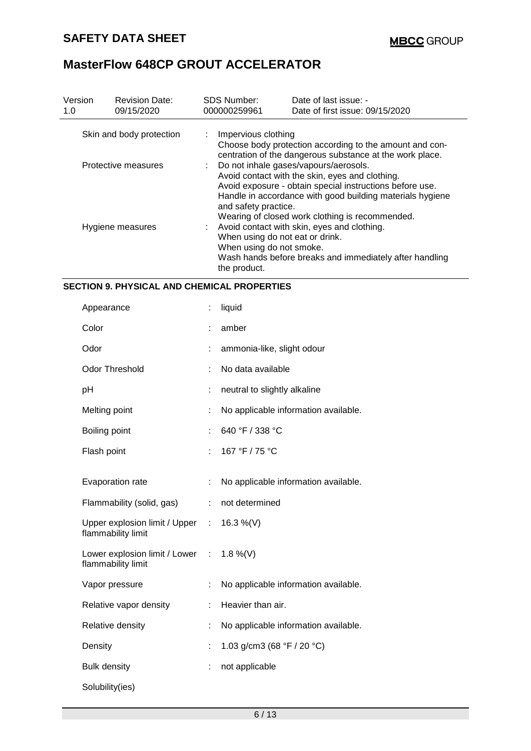| Version 1.0 | Revision Date: 09/15/2020 | SDS Number: 000000259961 | Date of last issue: - Date of first issue: 09/15/2020 |
|---|---|---|---|

| | | |
|---|---|---|
| Skin and body protection | : | Impervious clothing<br>Choose body protection according to the amount and concentration of the dangerous substance at the work place. |
| Protective measures | : | Do not inhale gases/vapours/aerosols.<br>Avoid contact with the skin, eyes and clothing.<br>Avoid exposure - obtain special instructions before use.<br>Handle in accordance with good building materials hygiene and safety practice.<br>Wearing of closed work clothing is recommended. |
| Hygiene measures | : | Avoid contact with skin, eyes and clothing.<br>When using do not eat or drink.<br>When using do not smoke.<br>Wash hands before breaks and immediately after handling the product. |

## SECTION 9. PHYSICAL AND CHEMICAL PROPERTIES

| | | |
|---|---|---|
| Appearance | : | liquid |
| Color | : | amber |
| Odor | : | ammonia-like, slight odour |
| Odor Threshold | : | No data available |
| pH | : | neutral to slightly alkaline |
| Melting point | : | No applicable information available. |
| Boiling point | : | 640 °F / 338 °C |
| Flash point | : | 167 °F / 75 °C |
| Evaporation rate | : | No applicable information available. |
| Flammability (solid, gas) | : | not determined |
| Upper explosion limit / Upper flammability limit | : | 16.3 %(V) |
| Lower explosion limit / Lower flammability limit | : | 1.8 %(V) |
| Vapor pressure | : | No applicable information available. |
| Relative vapor density | : | Heavier than air. |
| Relative density | : | No applicable information available. |
| Density | : | 1.03 g/cm3 (68 °F / 20 °C) |
| Bulk density | : | not applicable |
| Solubility(ies) | | |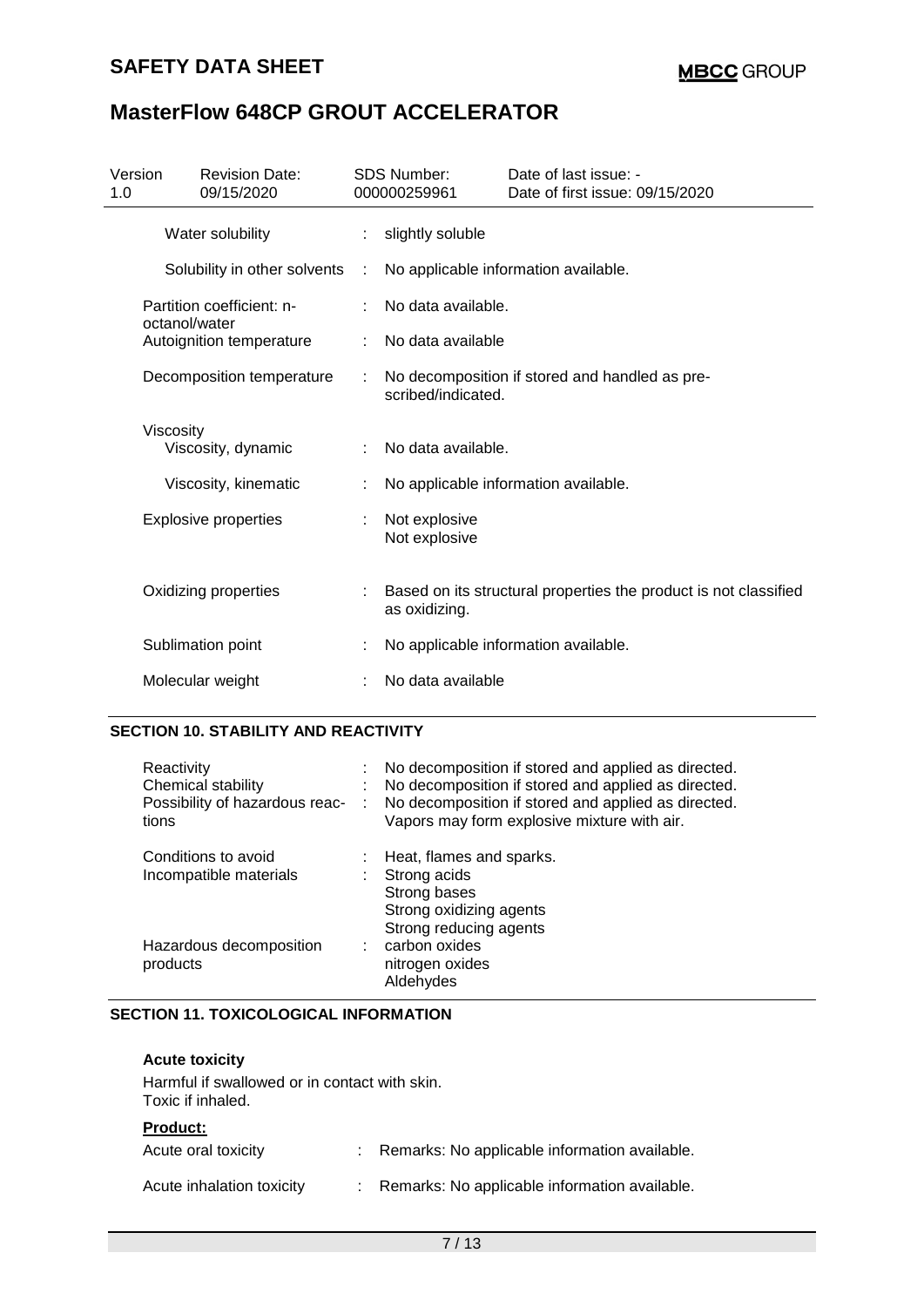| Version 1.0 | Revision Date: 09/15/2020 | SDS Number: 000000259961 | Date of last issue: - Date of first issue: 09/15/2020 |
|---|---|---|---|

| Property | | Value |
|---|---|---|
| Water solubility | : | slightly soluble |
| Solubility in other solvents | : | No applicable information available. |
| Partition coefficient: n-octanol/water | : | No data available. |
| Autoignition temperature | : | No data available |
| Decomposition temperature | : | No decomposition if stored and handled as prescribed/indicated. |
| Viscosity | | |
| Viscosity, dynamic | : | No data available. |
| Viscosity, kinematic | : | No applicable information available. |
| Explosive properties | : | Not explosive<br>Not explosive |
| Oxidizing properties | : | Based on its structural properties the product is not classified as oxidizing. |
| Sublimation point | : | No applicable information available. |
| Molecular weight | : | No data available |

## SECTION 10. STABILITY AND REACTIVITY

| Property | | Value |
|---|---|---|
| Reactivity | : | No decomposition if stored and applied as directed. |
| Chemical stability | : | No decomposition if stored and applied as directed. |
| Possibility of hazardous reactions | : | No decomposition if stored and applied as directed.<br>Vapors may form explosive mixture with air. |
| Conditions to avoid | : | Heat, flames and sparks. |
| Incompatible materials | : | Strong acids<br>Strong bases<br>Strong oxidizing agents<br>Strong reducing agents |
| Hazardous decomposition products | : | carbon oxides<br>nitrogen oxides<br>Aldehydes |

## SECTION 11. TOXICOLOGICAL INFORMATION

**Acute toxicity**

Harmful if swallowed or in contact with skin.
Toxic if inhaled.

**Product:**

| Property | | Value |
|---|---|---|
| Acute oral toxicity | : | Remarks: No applicable information available. |
| Acute inhalation toxicity | : | Remarks: No applicable information available. |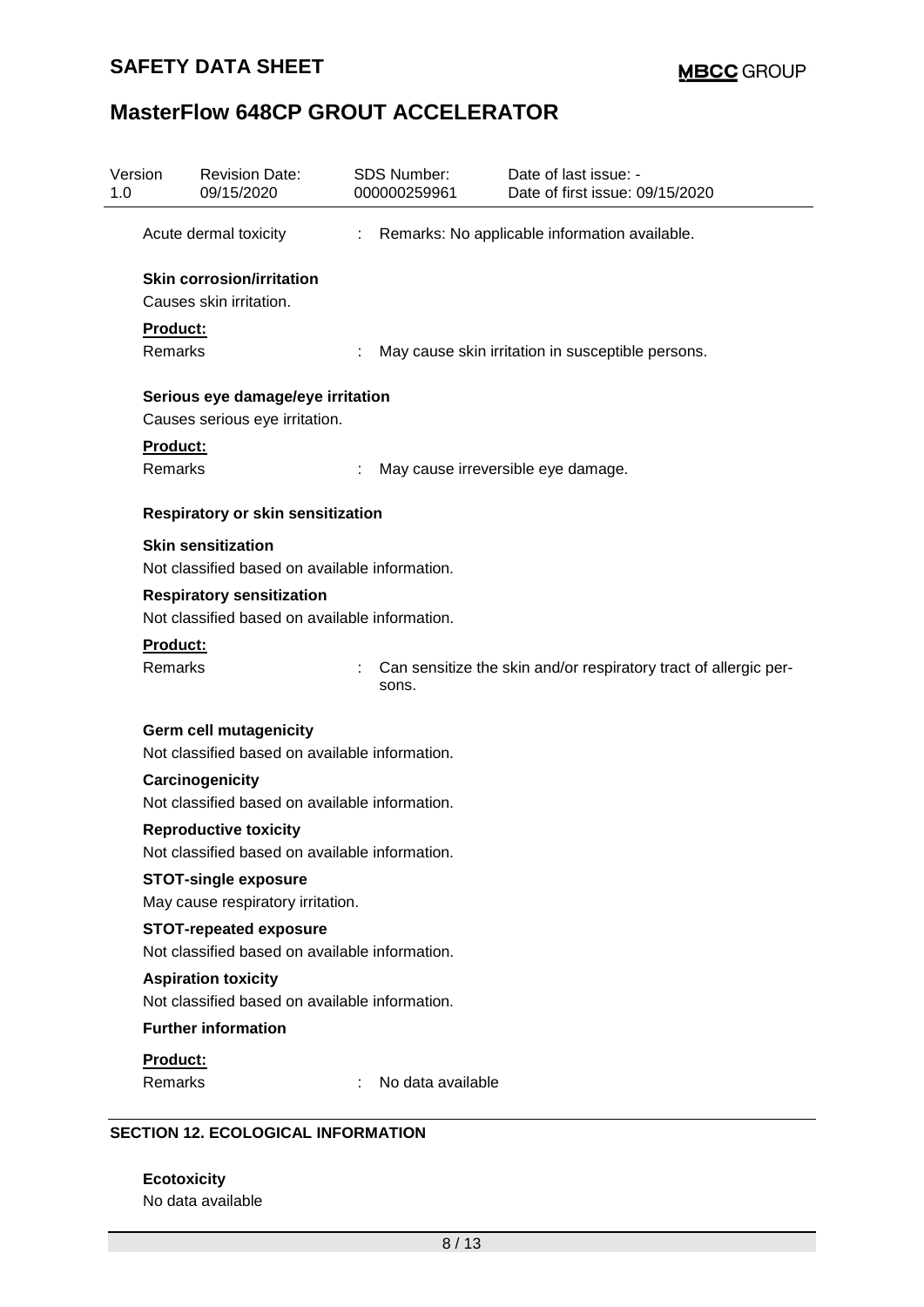Acute dermal toxicity : Remarks: No applicable information available.

**Skin corrosion/irritation**

Causes skin irritation.

**Product:**

Remarks : May cause skin irritation in susceptible persons.

**Serious eye damage/eye irritation**

Causes serious eye irritation.

**Product:**

Remarks : May cause irreversible eye damage.

**Respiratory or skin sensitization**

**Skin sensitization**

Not classified based on available information.

**Respiratory sensitization**

Not classified based on available information.

**Product:**

Remarks : Can sensitize the skin and/or respiratory tract of allergic persons.

**Germ cell mutagenicity**

Not classified based on available information.

**Carcinogenicity**

Not classified based on available information.

**Reproductive toxicity**

Not classified based on available information.

**STOT-single exposure**

May cause respiratory irritation.

**STOT-repeated exposure**

Not classified based on available information.

**Aspiration toxicity**

Not classified based on available information.

**Further information**

**Product:**

Remarks : No data available

## SECTION 12. ECOLOGICAL INFORMATION

**Ecotoxicity**

No data available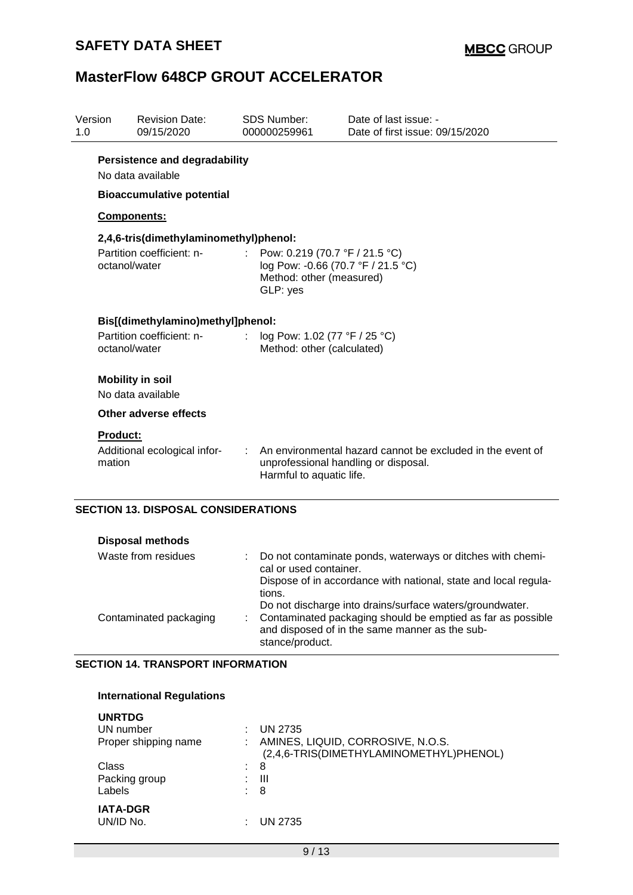| Version | Revision Date: | SDS Number: | Date of last issue: - |
|---|---|---|---|
| 1.0 | 09/15/2020 | 000000259961 | Date of first issue: 09/15/2020 |

**Persistence and degradability**

No data available

**Bioaccumulative potential**

**Components:**

**2,4,6-tris(dimethylaminomethyl)phenol:**

Partition coefficient: n-octanol/water : Pow: 0.219 (70.7 °F / 21.5 °C)
log Pow: -0.66 (70.7 °F / 21.5 °C)
Method: other (measured)
GLP: yes

**Bis[(dimethylamino)methyl]phenol:**

Partition coefficient: n-octanol/water : log Pow: 1.02 (77 °F / 25 °C)
Method: other (calculated)

**Mobility in soil**

No data available

**Other adverse effects**

**Product:**

Additional ecological information : An environmental hazard cannot be excluded in the event of unprofessional handling or disposal.
Harmful to aquatic life.

## SECTION 13. DISPOSAL CONSIDERATIONS

**Disposal methods**

Waste from residues : Do not contaminate ponds, waterways or ditches with chemical or used container.
Dispose of in accordance with national, state and local regulations.
Do not discharge into drains/surface waters/groundwater.

Contaminated packaging : Contaminated packaging should be emptied as far as possible and disposed of in the same manner as the substance/product.

## SECTION 14. TRANSPORT INFORMATION

**International Regulations**

**UNRTDG**

UN number : UN 2735

Proper shipping name : AMINES, LIQUID, CORROSIVE, N.O.S.
(2,4,6-TRIS(DIMETHYLAMINOMETHYL)PHENOL)

Class : 8

Packing group : III

Labels : 8

**IATA-DGR**

UN/ID No. : UN 2735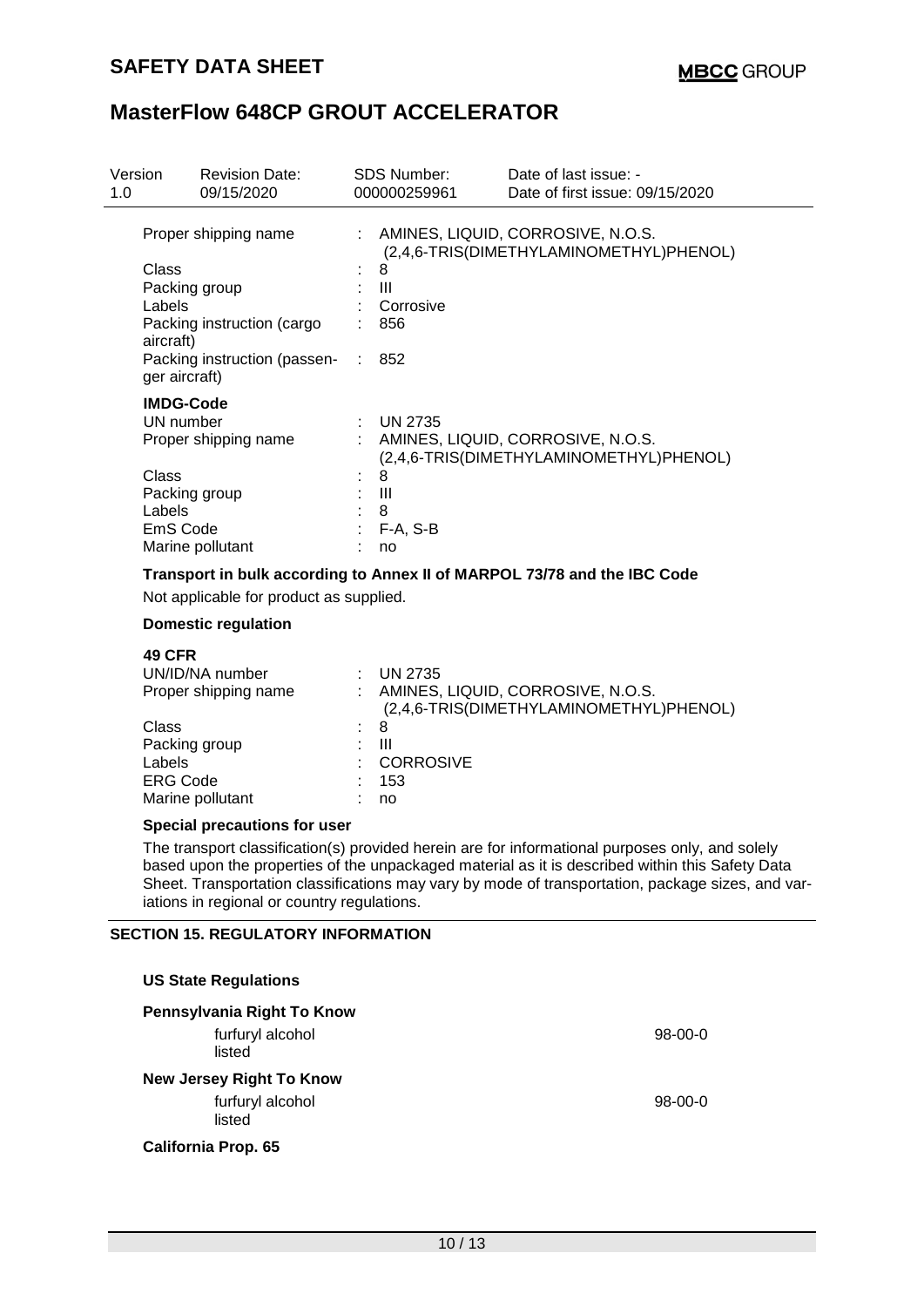| Proper shipping name | : | AMINES, LIQUID, CORROSIVE, N.O.S. (2,4,6-TRIS(DIMETHYLAMINOMETHYL)PHENOL) |
|---|---|---|
| Class | : | 8 |
| Packing group | : | III |
| Labels | : | Corrosive |
| Packing instruction (cargo aircraft) | : | 856 |
| Packing instruction (passenger aircraft) | : | 852 |

**IMDG-Code**

| UN number | : | UN 2735 |
|---|---|---|
| Proper shipping name | : | AMINES, LIQUID, CORROSIVE, N.O.S. (2,4,6-TRIS(DIMETHYLAMINOMETHYL)PHENOL) |
| Class | : | 8 |
| Packing group | : | III |
| Labels | : | 8 |
| EmS Code | : | F-A, S-B |
| Marine pollutant | : | no |

**Transport in bulk according to Annex II of MARPOL 73/78 and the IBC Code**

Not applicable for product as supplied.

**Domestic regulation**

**49 CFR**

| UN/ID/NA number | : | UN 2735 |
|---|---|---|
| Proper shipping name | : | AMINES, LIQUID, CORROSIVE, N.O.S. (2,4,6-TRIS(DIMETHYLAMINOMETHYL)PHENOL) |
| Class | : | 8 |
| Packing group | : | III |
| Labels | : | CORROSIVE |
| ERG Code | : | 153 |
| Marine pollutant | : | no |

**Special precautions for user**

The transport classification(s) provided herein are for informational purposes only, and solely based upon the properties of the unpackaged material as it is described within this Safety Data Sheet. Transportation classifications may vary by mode of transportation, package sizes, and variations in regional or country regulations.

## SECTION 15. REGULATORY INFORMATION

**US State Regulations**

**Pennsylvania Right To Know**

| furfuryl alcohol<br>listed | 98-00-0 |
|---|---|

**New Jersey Right To Know**

| furfuryl alcohol<br>listed | 98-00-0 |
|---|---|

**California Prop. 65**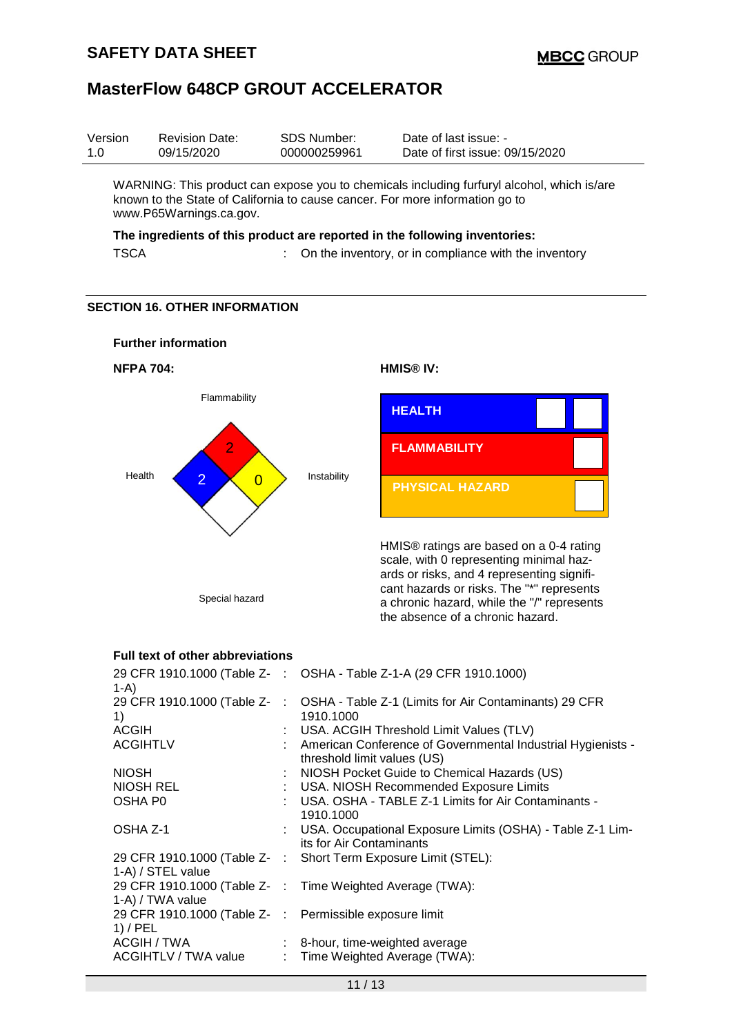Version 1.0 | Revision Date: 09/15/2020 | SDS Number: 000000259961 | Date of last issue: - | Date of first issue: 09/15/2020

WARNING: This product can expose you to chemicals including furfuryl alcohol, which is/are known to the State of California to cause cancer. For more information go to www.P65Warnings.ca.gov.

**The ingredients of this product are reported in the following inventories:**

TSCA : On the inventory, or in compliance with the inventory

## SECTION 16. OTHER INFORMATION

### Further information

**NFPA 704:**

Flammability: 2
Health: 2
Instability: 0
Special hazard:

**HMIS® IV:**

| HEALTH | | |
|---|---|---|
| FLAMMABILITY | | |
| PHYSICAL HAZARD | | |

HMIS® ratings are based on a 0-4 rating scale, with 0 representing minimal hazards or risks, and 4 representing significant hazards or risks. The "*" represents a chronic hazard, while the "/" represents the absence of a chronic hazard.

### Full text of other abbreviations

| | |
|---|---|
| 29 CFR 1910.1000 (Table Z-1-A) | OSHA - Table Z-1-A (29 CFR 1910.1000) |
| 29 CFR 1910.1000 (Table Z-1) | OSHA - Table Z-1 (Limits for Air Contaminants) 29 CFR 1910.1000 |
| ACGIH | USA. ACGIH Threshold Limit Values (TLV) |
| ACGIHTLV | American Conference of Governmental Industrial Hygienists - threshold limit values (US) |
| NIOSH | NIOSH Pocket Guide to Chemical Hazards (US) |
| NIOSH REL | USA. NIOSH Recommended Exposure Limits |
| OSHA P0 | USA. OSHA - TABLE Z-1 Limits for Air Contaminants - 1910.1000 |
| OSHA Z-1 | USA. Occupational Exposure Limits (OSHA) - Table Z-1 Limits for Air Contaminants |
| 29 CFR 1910.1000 (Table Z-1-A) / STEL value | Short Term Exposure Limit (STEL): |
| 29 CFR 1910.1000 (Table Z-1-A) / TWA value | Time Weighted Average (TWA): |
| 29 CFR 1910.1000 (Table Z-1) / PEL | Permissible exposure limit |
| ACGIH / TWA | 8-hour, time-weighted average |
| ACGIHTLV / TWA value | Time Weighted Average (TWA): |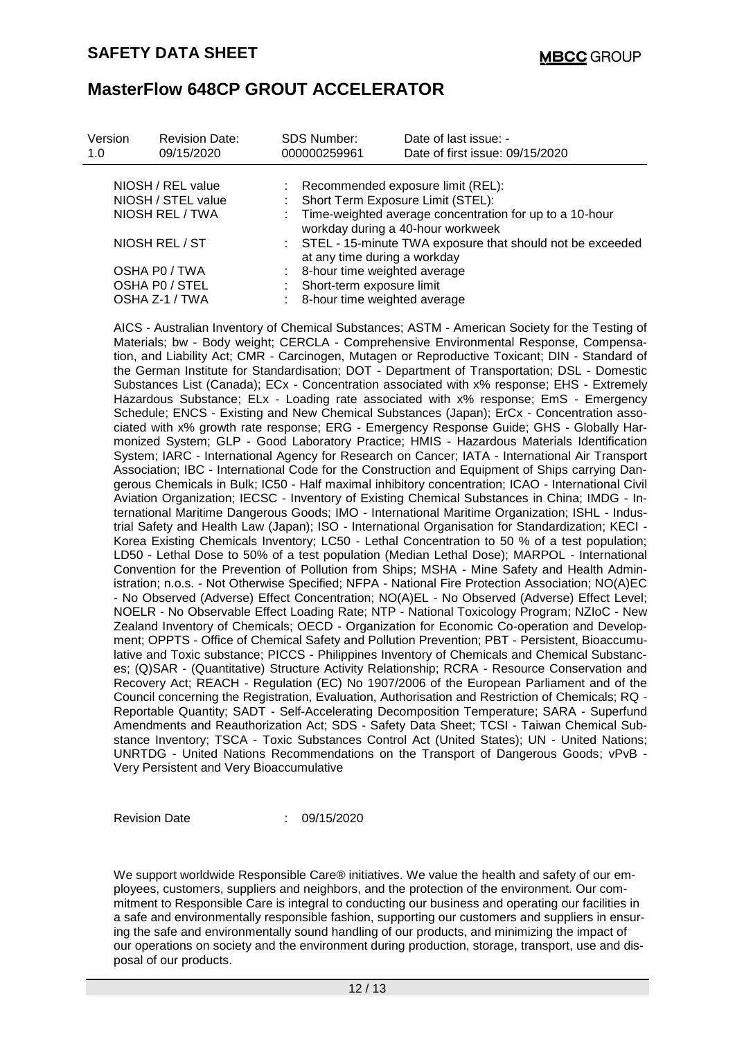| Version | Revision Date: | SDS Number: | Date of last issue: - |
|---|---|---|---|
| 1.0 | 09/15/2020 | 000000259961 | Date of first issue: 09/15/2020 |

| | |
|---|---|
| NIOSH / REL value | : Recommended exposure limit (REL): |
| NIOSH / STEL value | : Short Term Exposure Limit (STEL): |
| NIOSH REL / TWA | : Time-weighted average concentration for up to a 10-hour workday during a 40-hour workweek |
| NIOSH REL / ST | : STEL - 15-minute TWA exposure that should not be exceeded at any time during a workday |
| OSHA P0 / TWA | : 8-hour time weighted average |
| OSHA P0 / STEL | : Short-term exposure limit |
| OSHA Z-1 / TWA | : 8-hour time weighted average |

AICS - Australian Inventory of Chemical Substances; ASTM - American Society for the Testing of Materials; bw - Body weight; CERCLA - Comprehensive Environmental Response, Compensation, and Liability Act; CMR - Carcinogen, Mutagen or Reproductive Toxicant; DIN - Standard of the German Institute for Standardisation; DOT - Department of Transportation; DSL - Domestic Substances List (Canada); ECx - Concentration associated with x% response; EHS - Extremely Hazardous Substance; ELx - Loading rate associated with x% response; EmS - Emergency Schedule; ENCS - Existing and New Chemical Substances (Japan); ErCx - Concentration associated with x% growth rate response; ERG - Emergency Response Guide; GHS - Globally Harmonized System; GLP - Good Laboratory Practice; HMIS - Hazardous Materials Identification System; IARC - International Agency for Research on Cancer; IATA - International Air Transport Association; IBC - International Code for the Construction and Equipment of Ships carrying Dangerous Chemicals in Bulk; IC50 - Half maximal inhibitory concentration; ICAO - International Civil Aviation Organization; IECSC - Inventory of Existing Chemical Substances in China; IMDG - International Maritime Dangerous Goods; IMO - International Maritime Organization; ISHL - Industrial Safety and Health Law (Japan); ISO - International Organisation for Standardization; KECI - Korea Existing Chemicals Inventory; LC50 - Lethal Concentration to 50 % of a test population; LD50 - Lethal Dose to 50% of a test population (Median Lethal Dose); MARPOL - International Convention for the Prevention of Pollution from Ships; MSHA - Mine Safety and Health Administration; n.o.s. - Not Otherwise Specified; NFPA - National Fire Protection Association; NO(A)EC - No Observed (Adverse) Effect Concentration; NO(A)EL - No Observed (Adverse) Effect Level; NOELR - No Observable Effect Loading Rate; NTP - National Toxicology Program; NZIoC - New Zealand Inventory of Chemicals; OECD - Organization for Economic Co-operation and Development; OPPTS - Office of Chemical Safety and Pollution Prevention; PBT - Persistent, Bioaccumulative and Toxic substance; PICCS - Philippines Inventory of Chemicals and Chemical Substances; (Q)SAR - (Quantitative) Structure Activity Relationship; RCRA - Resource Conservation and Recovery Act; REACH - Regulation (EC) No 1907/2006 of the European Parliament and of the Council concerning the Registration, Evaluation, Authorisation and Restriction of Chemicals; RQ - Reportable Quantity; SADT - Self-Accelerating Decomposition Temperature; SARA - Superfund Amendments and Reauthorization Act; SDS - Safety Data Sheet; TCSI - Taiwan Chemical Substance Inventory; TSCA - Toxic Substances Control Act (United States); UN - United Nations; UNRTDG - United Nations Recommendations on the Transport of Dangerous Goods; vPvB - Very Persistent and Very Bioaccumulative

Revision Date : 09/15/2020

We support worldwide Responsible Care® initiatives. We value the health and safety of our employees, customers, suppliers and neighbors, and the protection of the environment. Our commitment to Responsible Care is integral to conducting our business and operating our facilities in a safe and environmentally responsible fashion, supporting our customers and suppliers in ensuring the safe and environmentally sound handling of our products, and minimizing the impact of our operations on society and the environment during production, storage, transport, use and disposal of our products.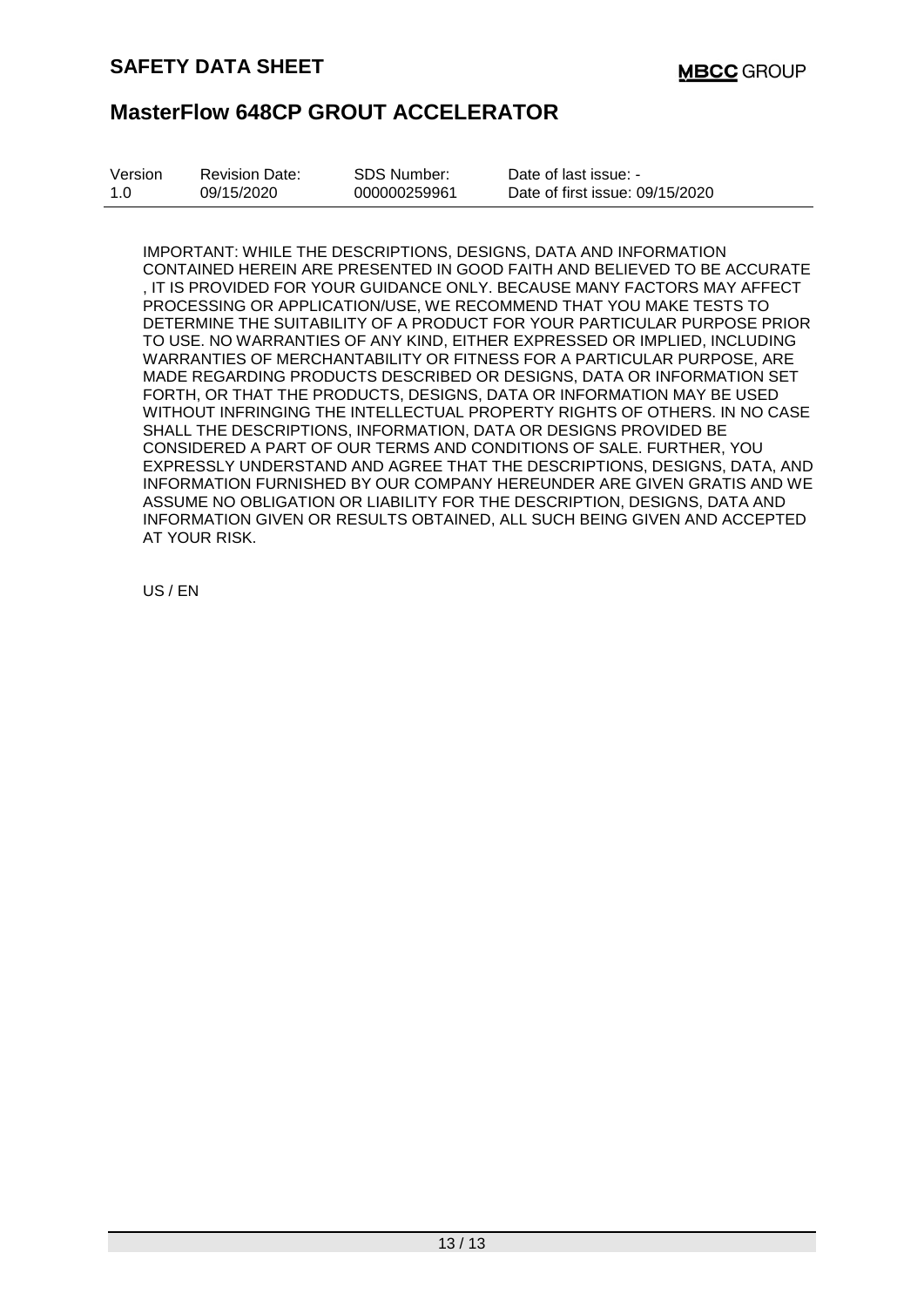IMPORTANT: WHILE THE DESCRIPTIONS, DESIGNS, DATA AND INFORMATION CONTAINED HEREIN ARE PRESENTED IN GOOD FAITH AND BELIEVED TO BE ACCURATE , IT IS PROVIDED FOR YOUR GUIDANCE ONLY. BECAUSE MANY FACTORS MAY AFFECT PROCESSING OR APPLICATION/USE, WE RECOMMEND THAT YOU MAKE TESTS TO DETERMINE THE SUITABILITY OF A PRODUCT FOR YOUR PARTICULAR PURPOSE PRIOR TO USE. NO WARRANTIES OF ANY KIND, EITHER EXPRESSED OR IMPLIED, INCLUDING WARRANTIES OF MERCHANTABILITY OR FITNESS FOR A PARTICULAR PURPOSE, ARE MADE REGARDING PRODUCTS DESCRIBED OR DESIGNS, DATA OR INFORMATION SET FORTH, OR THAT THE PRODUCTS, DESIGNS, DATA OR INFORMATION MAY BE USED WITHOUT INFRINGING THE INTELLECTUAL PROPERTY RIGHTS OF OTHERS. IN NO CASE SHALL THE DESCRIPTIONS, INFORMATION, DATA OR DESIGNS PROVIDED BE CONSIDERED A PART OF OUR TERMS AND CONDITIONS OF SALE. FURTHER, YOU EXPRESSLY UNDERSTAND AND AGREE THAT THE DESCRIPTIONS, DESIGNS, DATA, AND INFORMATION FURNISHED BY OUR COMPANY HEREUNDER ARE GIVEN GRATIS AND WE ASSUME NO OBLIGATION OR LIABILITY FOR THE DESCRIPTION, DESIGNS, DATA AND INFORMATION GIVEN OR RESULTS OBTAINED, ALL SUCH BEING GIVEN AND ACCEPTED AT YOUR RISK.

US / EN